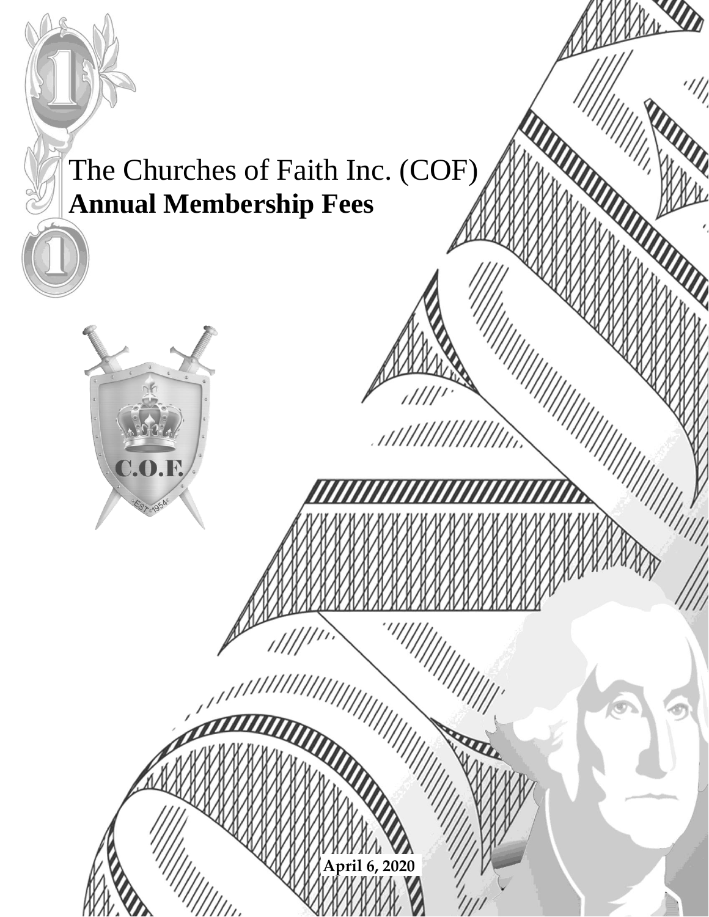# The Churches of Faith Inc. (COF)
# **Annual Membership Fees**

**April 6, 2020**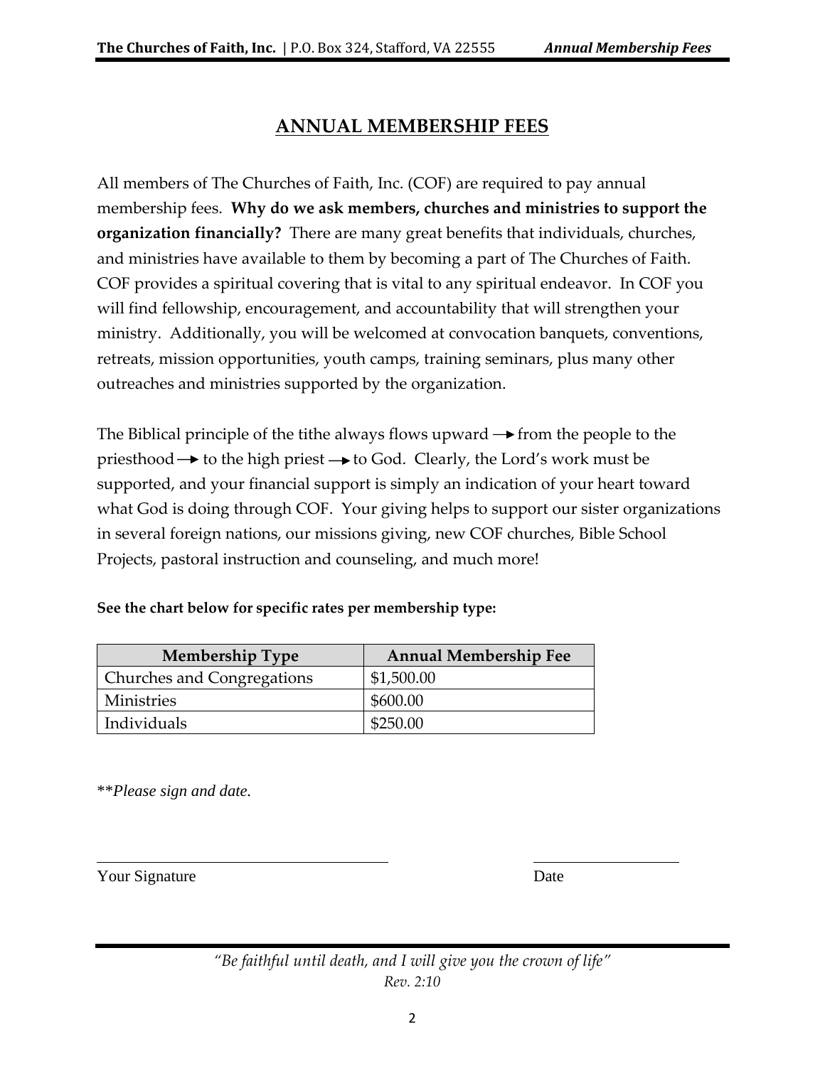# ANNUAL MEMBERSHIP FEES

All members of The Churches of Faith, Inc. (COF) are required to pay annual membership fees. **Why do we ask members, churches and ministries to support the organization financially?** There are many great benefits that individuals, churches, and ministries have available to them by becoming a part of The Churches of Faith. COF provides a spiritual covering that is vital to any spiritual endeavor. In COF you will find fellowship, encouragement, and accountability that will strengthen your ministry. Additionally, you will be welcomed at convocation banquets, conventions, retreats, mission opportunities, youth camps, training seminars, plus many other outreaches and ministries supported by the organization.

The Biblical principle of the tithe always flows upward → from the people to the priesthood → to the high priest → to God. Clearly, the Lord's work must be supported, and your financial support is simply an indication of your heart toward what God is doing through COF. Your giving helps to support our sister organizations in several foreign nations, our missions giving, new COF churches, Bible School Projects, pastoral instruction and counseling, and much more!

**See the chart below for specific rates per membership type:**

| Membership Type | Annual Membership Fee |
| --- | --- |
| Churches and Congregations | $1,500.00 |
| Ministries | $600.00 |
| Individuals | $250.00 |

***Please sign and date.*

Your Signature ______________________ Date __________

*"Be faithful until death, and I will give you the crown of life"*
*Rev. 2:10*